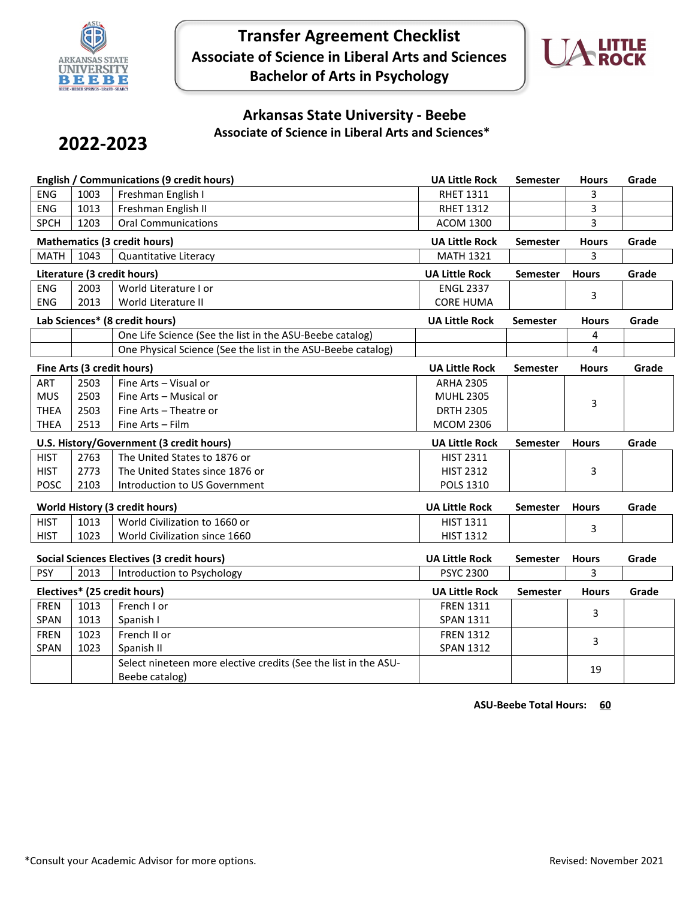# Transfer Agreement Checklist
## Associate of Science in Liberal Arts and Sciences
## Bachelor of Arts in Psychology

## Arkansas State University - Beebe
### Associate of Science in Liberal Arts and Sciences*

# 2022-2023

| English / Communications (9 credit hours) | | | UA Little Rock | Semester | Hours | Grade |
|---|---|---|---|---|---|---|
| ENG | 1003 | Freshman English I | RHET 1311 | | 3 | |
| ENG | 1013 | Freshman English II | RHET 1312 | | 3 | |
| SPCH | 1203 | Oral Communications | ACOM 1300 | | 3 | |

| Mathematics (3 credit hours) | | | UA Little Rock | Semester | Hours | Grade |
|---|---|---|---|---|---|---|
| MATH | 1043 | Quantitative Literacy | MATH 1321 | | 3 | |

| Literature (3 credit hours) | | | UA Little Rock | Semester | Hours | Grade |
|---|---|---|---|---|---|---|
| ENG | 2003 | World Literature I or | ENGL 2337 | | 3 | |
| ENG | 2013 | World Literature II | CORE HUMA | | | |

| Lab Sciences* (8 credit hours) | | | UA Little Rock | Semester | Hours | Grade |
|---|---|---|---|---|---|---|
| | | One Life Science (See the list in the ASU-Beebe catalog) | | | 4 | |
| | | One Physical Science (See the list in the ASU-Beebe catalog) | | | 4 | |

| Fine Arts (3 credit hours) | | | UA Little Rock | Semester | Hours | Grade |
|---|---|---|---|---|---|---|
| ART | 2503 | Fine Arts – Visual or | ARHA 2305 | | 3 | |
| MUS | 2503 | Fine Arts – Musical or | MUHL 2305 | | | |
| THEA | 2503 | Fine Arts – Theatre or | DRTH 2305 | | | |
| THEA | 2513 | Fine Arts – Film | MCOM 2306 | | | |

| U.S. History/Government (3 credit hours) | | | UA Little Rock | Semester | Hours | Grade |
|---|---|---|---|---|---|---|
| HIST | 2763 | The United States to 1876 or | HIST 2311 | | 3 | |
| HIST | 2773 | The United States since 1876 or | HIST 2312 | | | |
| POSC | 2103 | Introduction to US Government | POLS 1310 | | | |

| World History (3 credit hours) | | | UA Little Rock | Semester | Hours | Grade |
|---|---|---|---|---|---|---|
| HIST | 1013 | World Civilization to 1660 or | HIST 1311 | | 3 | |
| HIST | 1023 | World Civilization since 1660 | HIST 1312 | | | |

| Social Sciences Electives (3 credit hours) | | | UA Little Rock | Semester | Hours | Grade |
|---|---|---|---|---|---|---|
| PSY | 2013 | Introduction to Psychology | PSYC 2300 | | 3 | |

| Electives* (25 credit hours) | | | UA Little Rock | Semester | Hours | Grade |
|---|---|---|---|---|---|---|
| FREN | 1013 | French I or | FREN 1311 | | 3 | |
| SPAN | 1013 | Spanish I | SPAN 1311 | | | |
| FREN | 1023 | French II or | FREN 1312 | | 3 | |
| SPAN | 1023 | Spanish II | SPAN 1312 | | | |
| | | Select nineteen more elective credits (See the list in the ASU-Beebe catalog) | | | 19 | |

**ASU-Beebe Total Hours: 60**

*Consult your Academic Advisor for more options.

Revised: November 2021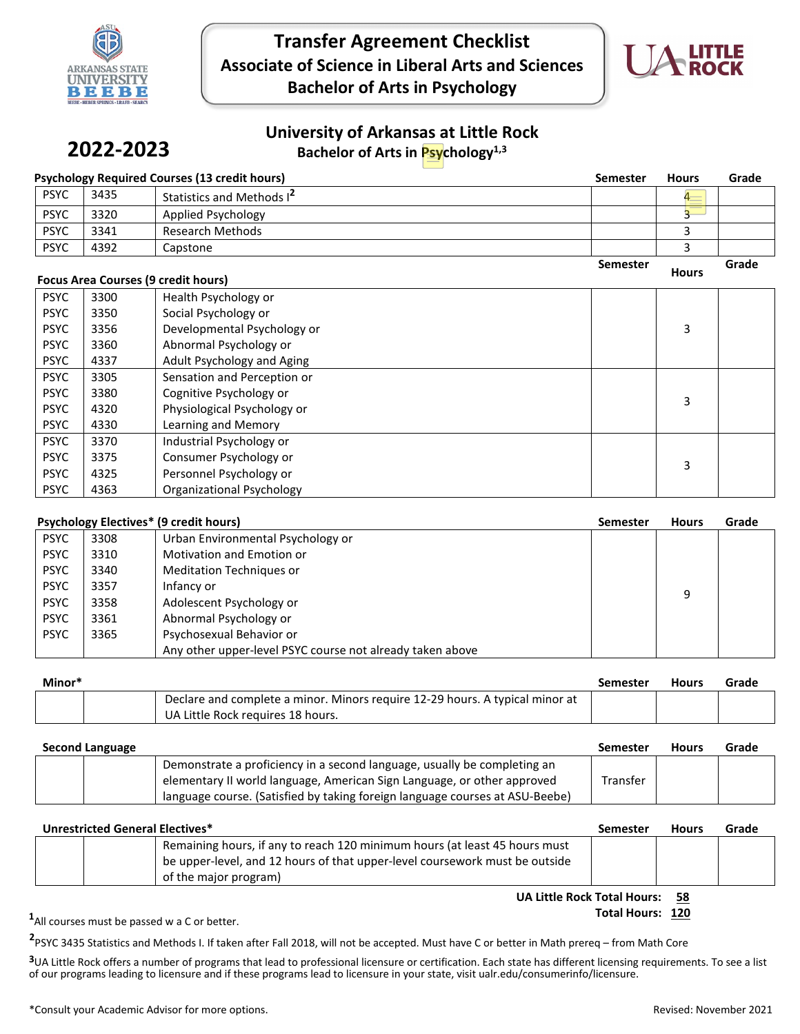# Transfer Agreement Checklist
## Associate of Science in Liberal Arts and Sciences
## Bachelor of Arts in Psychology

**2022-2023**

## University of Arkansas at Little Rock
### Bachelor of Arts in Psychology[1,3]

**Psychology Required Courses (13 credit hours)**

| | | | Semester | Hours | Grade |
|---|---|---|---|---|---|
| PSYC | 3435 | Statistics and Methods I[2] | | 4 | |
| PSYC | 3320 | Applied Psychology | | 3 | |
| PSYC | 3341 | Research Methods | | 3 | |
| PSYC | 4392 | Capstone | | 3 | |

**Focus Area Courses (9 credit hours)**

| | | | Semester | Hours | Grade |
|---|---|---|---|---|---|
| PSYC | 3300 | Health Psychology or | | 3 | |
| PSYC | 3350 | Social Psychology or | | | |
| PSYC | 3356 | Developmental Psychology or | | | |
| PSYC | 3360 | Abnormal Psychology or | | | |
| PSYC | 4337 | Adult Psychology and Aging | | | |
| PSYC | 3305 | Sensation and Perception or | | 3 | |
| PSYC | 3380 | Cognitive Psychology or | | | |
| PSYC | 4320 | Physiological Psychology or | | | |
| PSYC | 4330 | Learning and Memory | | | |
| PSYC | 3370 | Industrial Psychology or | | 3 | |
| PSYC | 3375 | Consumer Psychology or | | | |
| PSYC | 4325 | Personnel Psychology or | | | |
| PSYC | 4363 | Organizational Psychology | | | |

**Psychology Electives* (9 credit hours)**

| | | | Semester | Hours | Grade |
|---|---|---|---|---|---|
| PSYC | 3308 | Urban Environmental Psychology or | | 9 | |
| PSYC | 3310 | Motivation and Emotion or | | | |
| PSYC | 3340 | Meditation Techniques or | | | |
| PSYC | 3357 | Infancy or | | | |
| PSYC | 3358 | Adolescent Psychology or | | | |
| PSYC | 3361 | Abnormal Psychology or | | | |
| PSYC | 3365 | Psychosexual Behavior or | | | |
| | | Any other upper-level PSYC course not already taken above | | | |

**Minor***

| | | | Semester | Hours | Grade |
|---|---|---|---|---|---|
| | | Declare and complete a minor. Minors require 12-29 hours. A typical minor at UA Little Rock requires 18 hours. | | | |

**Second Language**

| | | | Semester | Hours | Grade |
|---|---|---|---|---|---|
| | | Demonstrate a proficiency in a second language, usually be completing an elementary II world language, American Sign Language, or other approved language course. (Satisfied by taking foreign language courses at ASU-Beebe) | Transfer | | |

**Unrestricted General Electives***

| | | | Semester | Hours | Grade |
|---|---|---|---|---|---|
| | | Remaining hours, if any to reach 120 minimum hours (at least 45 hours must be upper-level, and 12 hours of that upper-level coursework must be outside of the major program) | | | |

**UA Little Rock Total Hours: 58**
**Total Hours: 120**

[1]All courses must be passed w a C or better.

[2]PSYC 3435 Statistics and Methods I. If taken after Fall 2018, will not be accepted. Must have C or better in Math prereq – from Math Core

[3]UA Little Rock offers a number of programs that lead to professional licensure or certification. Each state has different licensing requirements. To see a list of our programs leading to licensure and if these programs lead to licensure in your state, visit ualr.edu/consumerinfo/licensure.

*Consult your Academic Advisor for more options.

Revised: November 2021